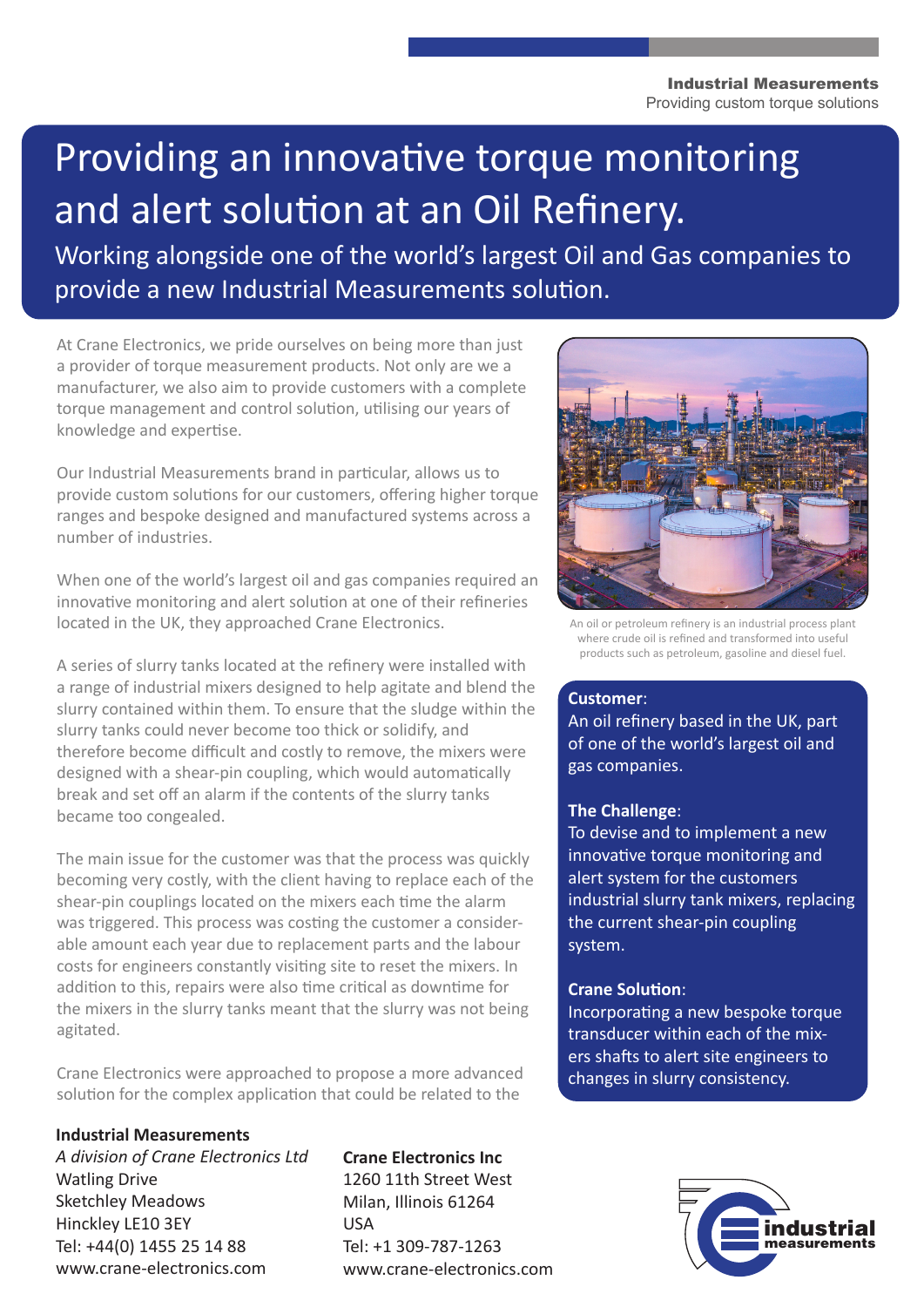# Providing an innovative torque monitoring and alert solution at an Oil Refinery.

## Working alongside one of the world's largest Oil and Gas companies to provide a new Industrial Measurements solution.

At Crane Electronics, we pride ourselves on being more than just a provider of torque measurement products. Not only are we a manufacturer, we also aim to provide customers with a complete torque management and control solution, utilising our years of knowledge and expertise.

Our Industrial Measurements brand in particular, allows us to provide custom solutions for our customers, offering higher torque ranges and bespoke designed and manufactured systems across a number of industries.

When one of the world's largest oil and gas companies required an innovative monitoring and alert solution at one of their refineries located in the UK, they approached Crane Electronics.

A series of slurry tanks located at the refinery were installed with a range of industrial mixers designed to help agitate and blend the slurry contained within them. To ensure that the sludge within the slurry tanks could never become too thick or solidify, and therefore become difficult and costly to remove, the mixers were designed with a shear-pin coupling, which would automatically break and set off an alarm if the contents of the slurry tanks became too congealed.

The main issue for the customer was that the process was quickly becoming very costly, with the client having to replace each of the shear-pin couplings located on the mixers each time the alarm was triggered. This process was costing the customer a considerable amount each year due to replacement parts and the labour costs for engineers constantly visiting site to reset the mixers. In addition to this, repairs were also time critical as downtime for the mixers in the slurry tanks meant that the slurry was not being agitated.

Crane Electronics were approached to propose a more advanced solution for the complex application that could be related to the

An oil or petroleum refinery is an industrial process plant where crude oil is refined and transformed into useful products such as petroleum, gasoline and diesel fuel.

**Customer**:
An oil refinery based in the UK, part of one of the world's largest oil and gas companies.

**The Challenge**:
To devise and to implement a new innovative torque monitoring and alert system for the customers industrial slurry tank mixers, replacing the current shear-pin coupling system.

**Crane Solution**:
Incorporating a new bespoke torque transducer within each of the mixers shafts to alert site engineers to changes in slurry consistency.

**Industrial Measurements**
*A division of Crane Electronics Ltd*
Watling Drive
Sketchley Meadows
Hinckley LE10 3EY
Tel: +44(0) 1455 25 14 88
www.crane-electronics.com

**Crane Electronics Inc**
1260 11th Street West
Milan, Illinois 61264
USA
Tel: +1 309-787-1263
www.crane-electronics.com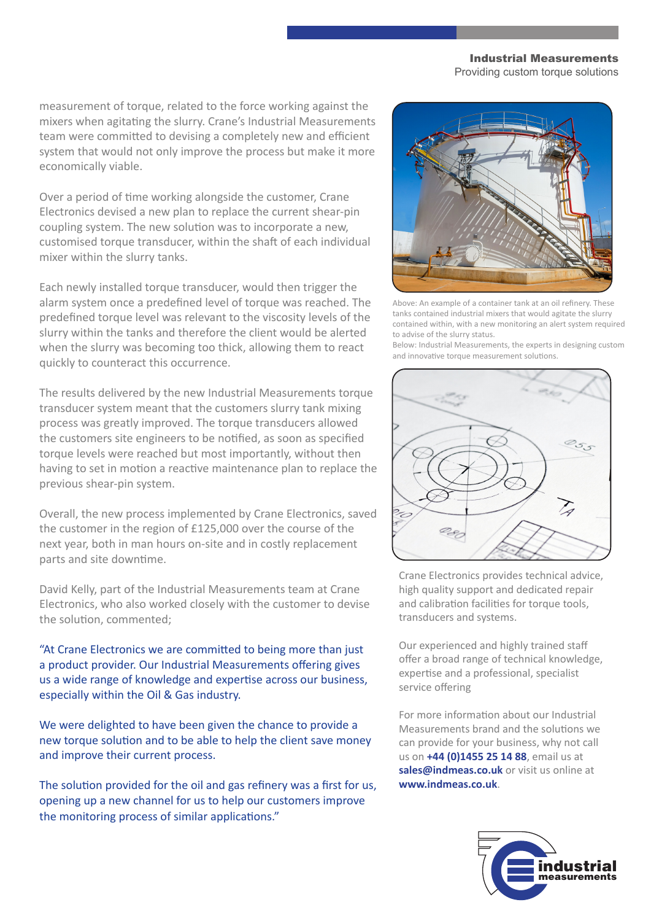measurement of torque, related to the force working against the mixers when agitating the slurry. Crane's Industrial Measurements team were committed to devising a completely new and efficient system that would not only improve the process but make it more economically viable.

Over a period of time working alongside the customer, Crane Electronics devised a new plan to replace the current shear-pin coupling system. The new solution was to incorporate a new, customised torque transducer, within the shaft of each individual mixer within the slurry tanks.

Each newly installed torque transducer, would then trigger the alarm system once a predefined level of torque was reached. The predefined torque level was relevant to the viscosity levels of the slurry within the tanks and therefore the client would be alerted when the slurry was becoming too thick, allowing them to react quickly to counteract this occurrence.

The results delivered by the new Industrial Measurements torque transducer system meant that the customers slurry tank mixing process was greatly improved. The torque transducers allowed the customers site engineers to be notified, as soon as specified torque levels were reached but most importantly, without then having to set in motion a reactive maintenance plan to replace the previous shear-pin system.

Overall, the new process implemented by Crane Electronics, saved the customer in the region of £125,000 over the course of the next year, both in man hours on-site and in costly replacement parts and site downtime.

David Kelly, part of the Industrial Measurements team at Crane Electronics, who also worked closely with the customer to devise the solution, commented;

"At Crane Electronics we are committed to being more than just a product provider. Our Industrial Measurements offering gives us a wide range of knowledge and expertise across our business, especially within the Oil & Gas industry.

We were delighted to have been given the chance to provide a new torque solution and to be able to help the client save money and improve their current process.

The solution provided for the oil and gas refinery was a first for us, opening up a new channel for us to help our customers improve the monitoring process of similar applications."

Above: An example of a container tank at an oil refinery. These tanks contained industrial mixers that would agitate the slurry contained within, with a new monitoring an alert system required to advise of the slurry status.
Below: Industrial Measurements, the experts in designing custom and innovative torque measurement solutions.

Crane Electronics provides technical advice, high quality support and dedicated repair and calibration facilities for torque tools, transducers and systems.

Our experienced and highly trained staff offer a broad range of technical knowledge, expertise and a professional, specialist service offering

For more information about our Industrial Measurements brand and the solutions we can provide for your business, why not call us on **+44 (0)1455 25 14 88**, email us at **sales@indmeas.co.uk** or visit us online at **www.indmeas.co.uk**.